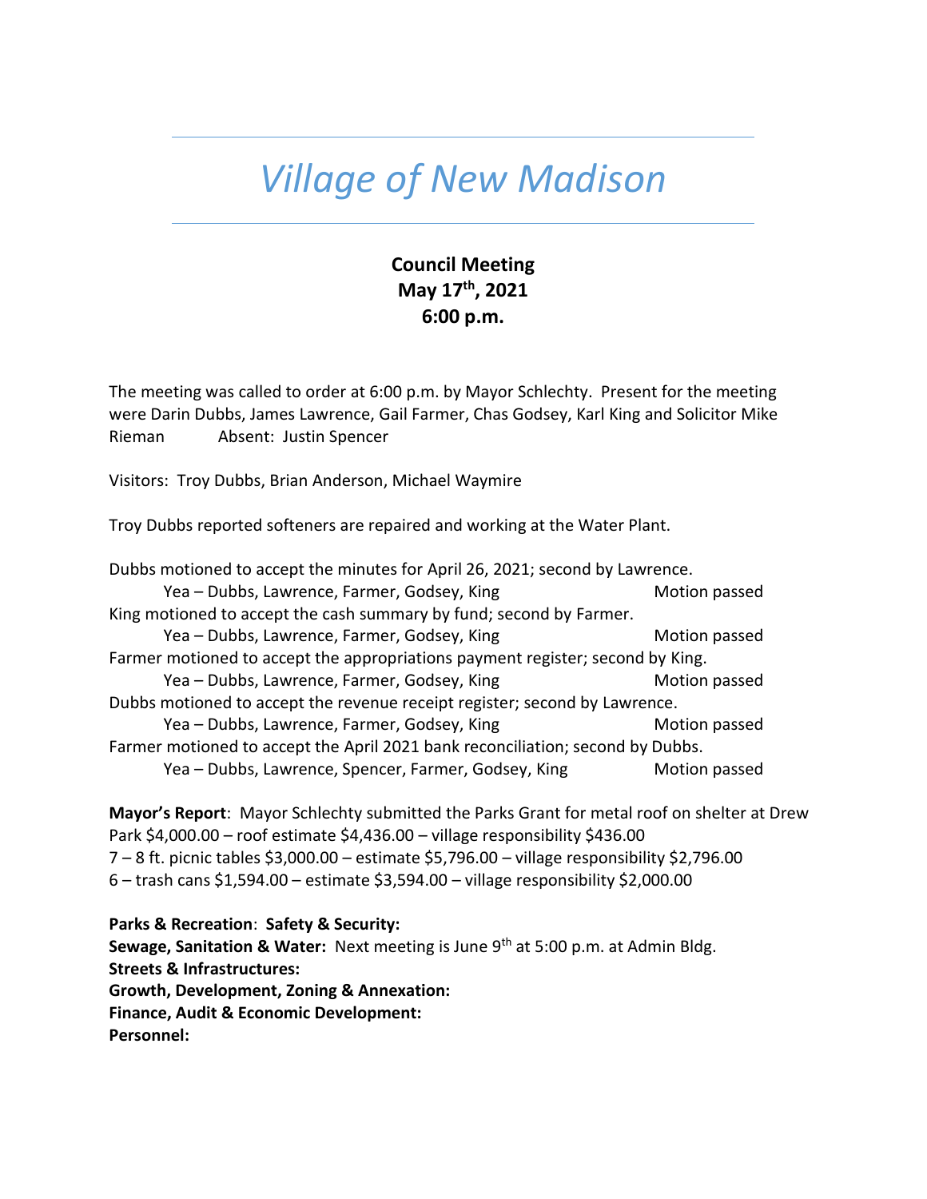# *Village of New Madison*

**Council Meeting**
**May 17th, 2021**
**6:00 p.m.**

The meeting was called to order at 6:00 p.m. by Mayor Schlechty. Present for the meeting were Darin Dubbs, James Lawrence, Gail Farmer, Chas Godsey, Karl King and Solicitor Mike Rieman Absent: Justin Spencer

Visitors: Troy Dubbs, Brian Anderson, Michael Waymire

Troy Dubbs reported softeners are repaired and working at the Water Plant.

Dubbs motioned to accept the minutes for April 26, 2021; second by Lawrence.
Yea – Dubbs, Lawrence, Farmer, Godsey, King Motion passed
King motioned to accept the cash summary by fund; second by Farmer.
Yea – Dubbs, Lawrence, Farmer, Godsey, King Motion passed
Farmer motioned to accept the appropriations payment register; second by King.
Yea – Dubbs, Lawrence, Farmer, Godsey, King Motion passed
Dubbs motioned to accept the revenue receipt register; second by Lawrence.
Yea – Dubbs, Lawrence, Farmer, Godsey, King Motion passed
Farmer motioned to accept the April 2021 bank reconciliation; second by Dubbs.
Yea – Dubbs, Lawrence, Spencer, Farmer, Godsey, King Motion passed

**Mayor's Report**: Mayor Schlechty submitted the Parks Grant for metal roof on shelter at Drew Park $4,000.00 – roof estimate $4,436.00 – village responsibility $436.00
7 – 8 ft. picnic tables $3,000.00 – estimate $5,796.00 – village responsibility $2,796.00
6 – trash cans $1,594.00 – estimate $3,594.00 – village responsibility $2,000.00

**Parks & Recreation**: **Safety & Security:**
**Sewage, Sanitation & Water:** Next meeting is June 9th at 5:00 p.m. at Admin Bldg.
**Streets & Infrastructures:**
**Growth, Development, Zoning & Annexation:**
**Finance, Audit & Economic Development:**
**Personnel:**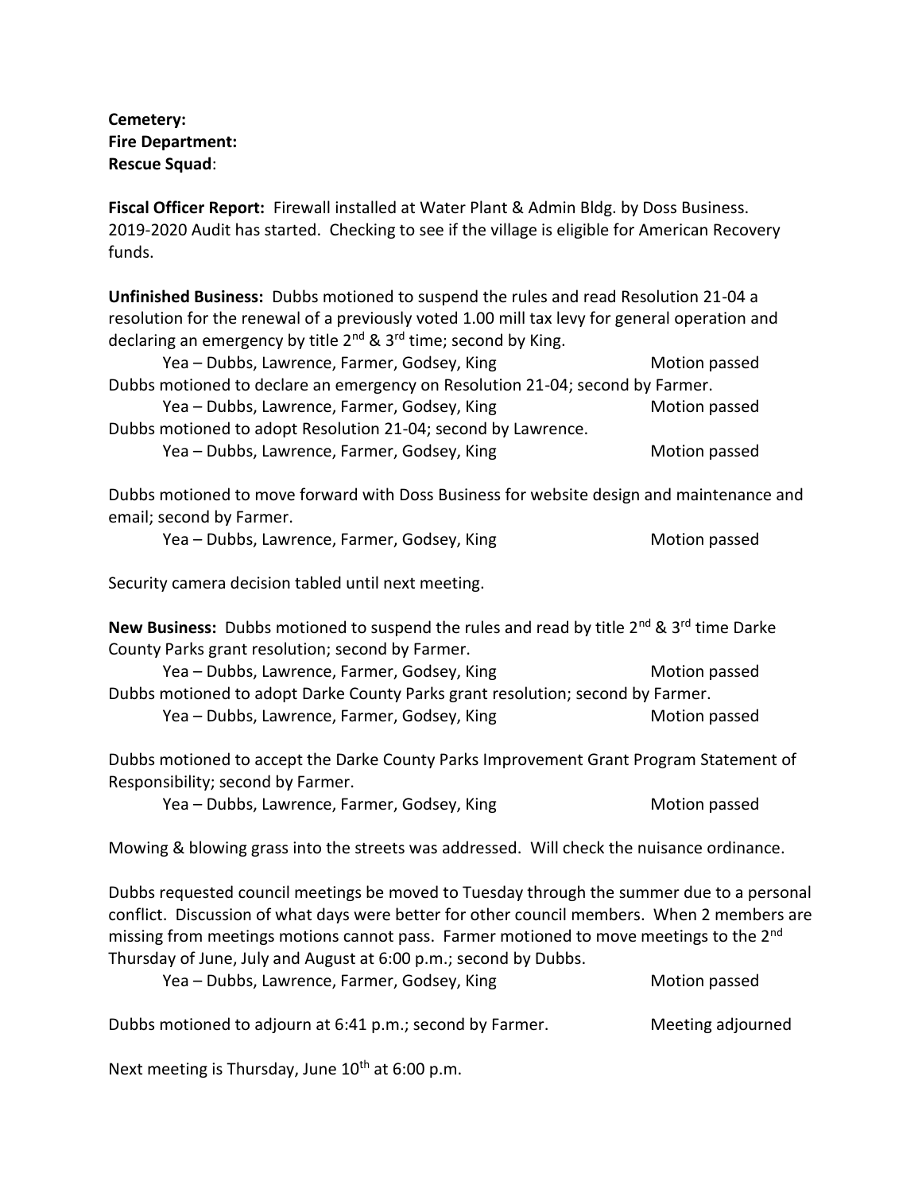**Cemetery:**
**Fire Department:**
**Rescue Squad**:

**Fiscal Officer Report:** Firewall installed at Water Plant & Admin Bldg. by Doss Business. 2019-2020 Audit has started. Checking to see if the village is eligible for American Recovery funds.

**Unfinished Business:** Dubbs motioned to suspend the rules and read Resolution 21-04 a resolution for the renewal of a previously voted 1.00 mill tax levy for general operation and declaring an emergency by title 2nd & 3rd time; second by King.

Yea – Dubbs, Lawrence, Farmer, Godsey, King — Motion passed

Dubbs motioned to declare an emergency on Resolution 21-04; second by Farmer.

Yea – Dubbs, Lawrence, Farmer, Godsey, King — Motion passed

Dubbs motioned to adopt Resolution 21-04; second by Lawrence.

Yea – Dubbs, Lawrence, Farmer, Godsey, King — Motion passed

Dubbs motioned to move forward with Doss Business for website design and maintenance and email; second by Farmer.

Yea – Dubbs, Lawrence, Farmer, Godsey, King — Motion passed

Security camera decision tabled until next meeting.

**New Business:** Dubbs motioned to suspend the rules and read by title 2nd & 3rd time Darke County Parks grant resolution; second by Farmer.

Yea – Dubbs, Lawrence, Farmer, Godsey, King — Motion passed

Dubbs motioned to adopt Darke County Parks grant resolution; second by Farmer.

Yea – Dubbs, Lawrence, Farmer, Godsey, King — Motion passed

Dubbs motioned to accept the Darke County Parks Improvement Grant Program Statement of Responsibility; second by Farmer.

Yea – Dubbs, Lawrence, Farmer, Godsey, King — Motion passed

Mowing & blowing grass into the streets was addressed. Will check the nuisance ordinance.

Dubbs requested council meetings be moved to Tuesday through the summer due to a personal conflict. Discussion of what days were better for other council members. When 2 members are missing from meetings motions cannot pass. Farmer motioned to move meetings to the 2nd Thursday of June, July and August at 6:00 p.m.; second by Dubbs.

Yea – Dubbs, Lawrence, Farmer, Godsey, King — Motion passed

Dubbs motioned to adjourn at 6:41 p.m.; second by Farmer. — Meeting adjourned

Next meeting is Thursday, June 10th at 6:00 p.m.